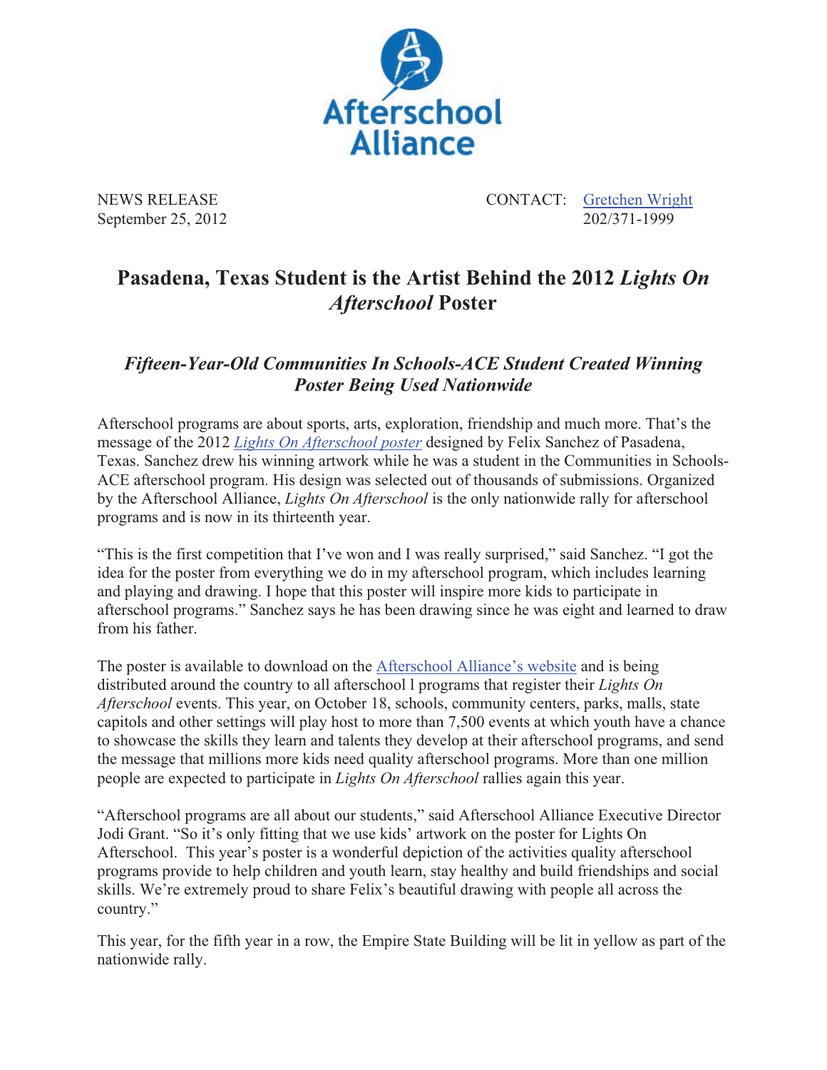Afterschool Alliance

NEWS RELEASE
September 25, 2012

CONTACT: Gretchen Wright
202/371-1999

# Pasadena, Texas Student is the Artist Behind the 2012 *Lights On Afterschool* Poster

## *Fifteen-Year-Old Communities In Schools-ACE Student Created Winning Poster Being Used Nationwide*

Afterschool programs are about sports, arts, exploration, friendship and much more. That's the message of the 2012 *Lights On Afterschool poster* designed by Felix Sanchez of Pasadena, Texas. Sanchez drew his winning artwork while he was a student in the Communities in Schools-ACE afterschool program. His design was selected out of thousands of submissions. Organized by the Afterschool Alliance, *Lights On Afterschool* is the only nationwide rally for afterschool programs and is now in its thirteenth year.

"This is the first competition that I've won and I was really surprised," said Sanchez. "I got the idea for the poster from everything we do in my afterschool program, which includes learning and playing and drawing. I hope that this poster will inspire more kids to participate in afterschool programs." Sanchez says he has been drawing since he was eight and learned to draw from his father.

The poster is available to download on the Afterschool Alliance's website and is being distributed around the country to all afterschool l programs that register their *Lights On Afterschool* events. This year, on October 18, schools, community centers, parks, malls, state capitols and other settings will play host to more than 7,500 events at which youth have a chance to showcase the skills they learn and talents they develop at their afterschool programs, and send the message that millions more kids need quality afterschool programs. More than one million people are expected to participate in *Lights On Afterschool* rallies again this year.

"Afterschool programs are all about our students," said Afterschool Alliance Executive Director Jodi Grant. "So it's only fitting that we use kids' artwork on the poster for Lights On Afterschool. This year's poster is a wonderful depiction of the activities quality afterschool programs provide to help children and youth learn, stay healthy and build friendships and social skills. We're extremely proud to share Felix's beautiful drawing with people all across the country."

This year, for the fifth year in a row, the Empire State Building will be lit in yellow as part of the nationwide rally.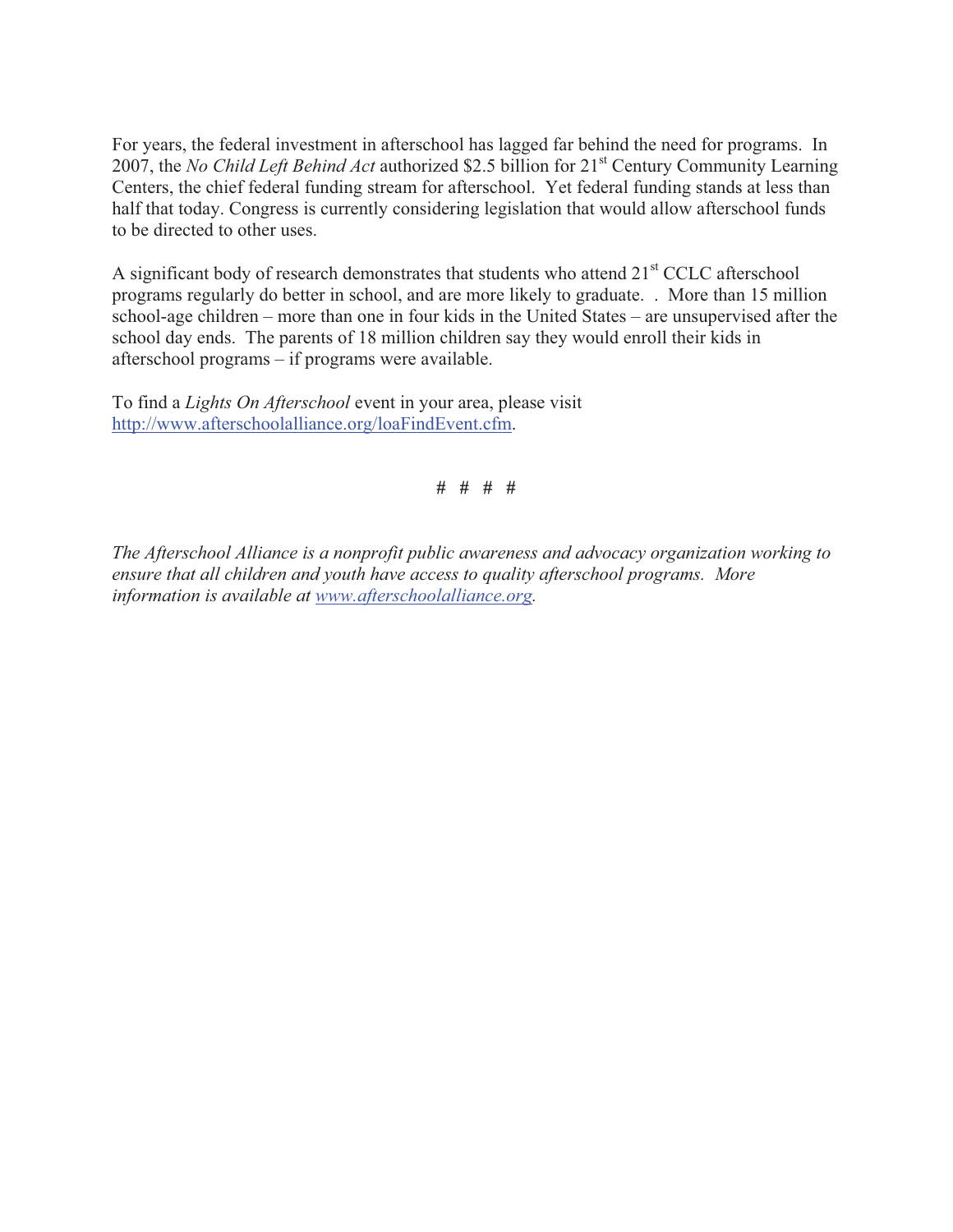For years, the federal investment in afterschool has lagged far behind the need for programs. In 2007, the *No Child Left Behind Act* authorized $2.5 billion for 21st Century Community Learning Centers, the chief federal funding stream for afterschool. Yet federal funding stands at less than half that today. Congress is currently considering legislation that would allow afterschool funds to be directed to other uses.

A significant body of research demonstrates that students who attend 21st CCLC afterschool programs regularly do better in school, and are more likely to graduate. . More than 15 million school-age children – more than one in four kids in the United States – are unsupervised after the school day ends. The parents of 18 million children say they would enroll their kids in afterschool programs – if programs were available.

To find a *Lights On Afterschool* event in your area, please visit http://www.afterschoolalliance.org/loaFindEvent.cfm.

# # # #

*The Afterschool Alliance is a nonprofit public awareness and advocacy organization working to ensure that all children and youth have access to quality afterschool programs. More information is available at www.afterschoolalliance.org.*